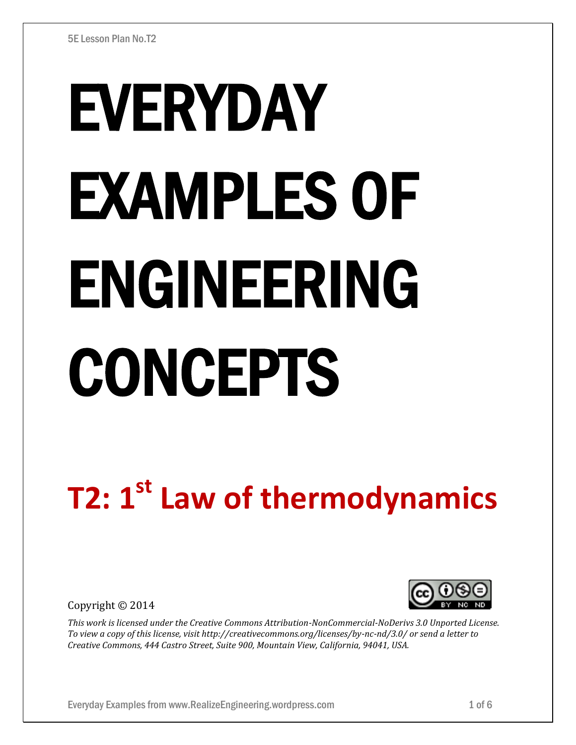# EVERYDAY EXAMPLES OF ENGINEERING CONCEPTS

## T2: 1st Law of thermodynamics

Copyright © 2014

*This work is licensed under the Creative Commons Attribution-NonCommercial-NoDerivs 3.0 Unported License. To view a copy of this license, visit http://creativecommons.org/licenses/by-nc-nd/3.0/ or send a letter to Creative Commons, 444 Castro Street, Suite 900, Mountain View, California, 94041, USA.*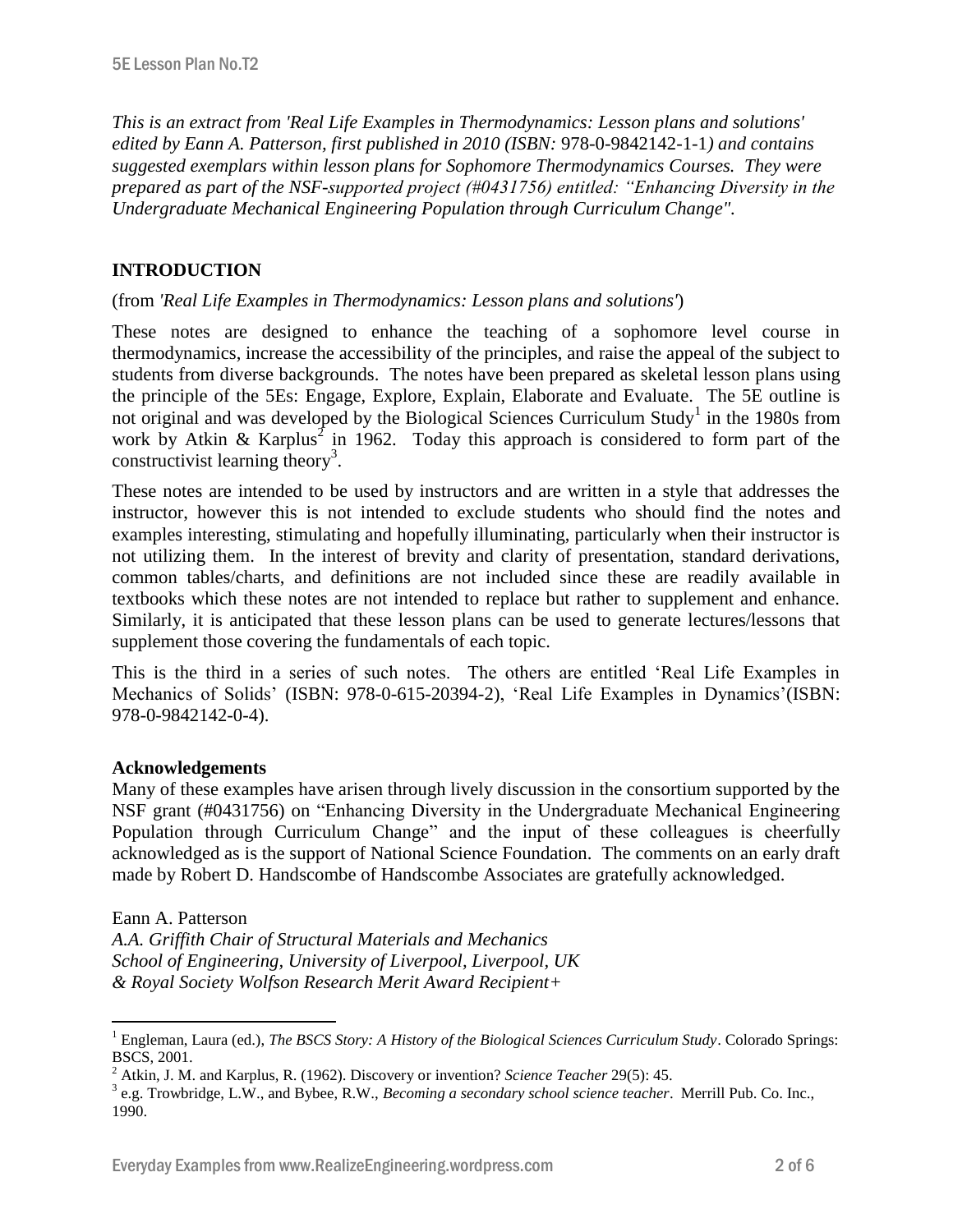*This is an extract from 'Real Life Examples in Thermodynamics: Lesson plans and solutions' edited by Eann A. Patterson, first published in 2010 (ISBN:* 978-0-9842142-1-1*) and contains suggested exemplars within lesson plans for Sophomore Thermodynamics Courses. They were prepared as part of the NSF-supported project (#0431756) entitled: "Enhancing Diversity in the Undergraduate Mechanical Engineering Population through Curriculum Change".*

## INTRODUCTION

(from *'Real Life Examples in Thermodynamics: Lesson plans and solutions'*)

These notes are designed to enhance the teaching of a sophomore level course in thermodynamics, increase the accessibility of the principles, and raise the appeal of the subject to students from diverse backgrounds. The notes have been prepared as skeletal lesson plans using the principle of the 5Es: Engage, Explore, Explain, Elaborate and Evaluate. The 5E outline is not original and was developed by the Biological Sciences Curriculum Study[1] in the 1980s from work by Atkin & Karplus[2] in 1962. Today this approach is considered to form part of the constructivist learning theory[3].

These notes are intended to be used by instructors and are written in a style that addresses the instructor, however this is not intended to exclude students who should find the notes and examples interesting, stimulating and hopefully illuminating, particularly when their instructor is not utilizing them. In the interest of brevity and clarity of presentation, standard derivations, common tables/charts, and definitions are not included since these are readily available in textbooks which these notes are not intended to replace but rather to supplement and enhance. Similarly, it is anticipated that these lesson plans can be used to generate lectures/lessons that supplement those covering the fundamentals of each topic.

This is the third in a series of such notes. The others are entitled 'Real Life Examples in Mechanics of Solids' (ISBN: 978-0-615-20394-2), 'Real Life Examples in Dynamics'(ISBN: 978-0-9842142-0-4).

**Acknowledgements**

Many of these examples have arisen through lively discussion in the consortium supported by the NSF grant (#0431756) on "Enhancing Diversity in the Undergraduate Mechanical Engineering Population through Curriculum Change" and the input of these colleagues is cheerfully acknowledged as is the support of National Science Foundation. The comments on an early draft made by Robert D. Handscombe of Handscombe Associates are gratefully acknowledged.

Eann A. Patterson
*A.A. Griffith Chair of Structural Materials and Mechanics*
*School of Engineering, University of Liverpool, Liverpool, UK*
*& Royal Society Wolfson Research Merit Award Recipient+*

---

[1] Engleman, Laura (ed.), *The BSCS Story: A History of the Biological Sciences Curriculum Study*. Colorado Springs: BSCS, 2001.

[2] Atkin, J. M. and Karplus, R. (1962). Discovery or invention? *Science Teacher* 29(5): 45.

[3] e.g. Trowbridge, L.W., and Bybee, R.W., *Becoming a secondary school science teacher*. Merrill Pub. Co. Inc., 1990.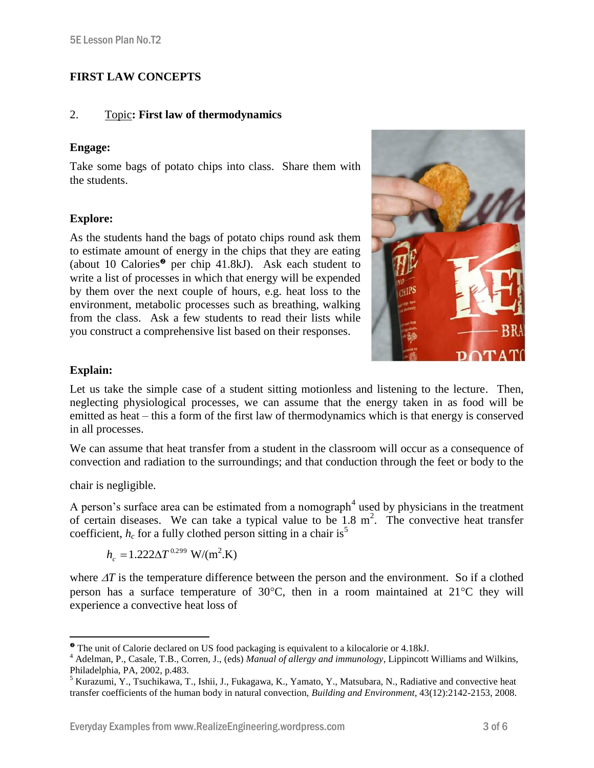## FIRST LAW CONCEPTS

2. Topic: **First law of thermodynamics**

**Engage:**

Take some bags of potato chips into class. Share them with the students.

**Explore:**

As the students hand the bags of potato chips round ask them to estimate amount of energy in the chips that they are eating (about 10 Calories[❷] per chip 41.8kJ). Ask each student to write a list of processes in which that energy will be expended by them over the next couple of hours, e.g. heat loss to the environment, metabolic processes such as breathing, walking from the class. Ask a few students to read their lists while you construct a comprehensive list based on their responses.

**Explain:**

Let us take the simple case of a student sitting motionless and listening to the lecture. Then, neglecting physiological processes, we can assume that the energy taken in as food will be emitted as heat – this a form of the first law of thermodynamics which is that energy is conserved in all processes.

We can assume that heat transfer from a student in the classroom will occur as a consequence of convection and radiation to the surroundings; and that conduction through the feet or body to the chair is negligible.

A person's surface area can be estimated from a nomograph[4] used by physicians in the treatment of certain diseases. We can take a typical value to be 1.8 $m^2$. The convective heat transfer coefficient, $h_c$ for a fully clothed person sitting in a chair is[5]

$$h_c = 1.222 \Delta T^{0.299} \text{ W/(m}^2\text{.K)}$$

where $\Delta T$ is the temperature difference between the person and the environment. So if a clothed person has a surface temperature of 30°C, then in a room maintained at 21°C they will experience a convective heat loss of

---

[❷] The unit of Calorie declared on US food packaging is equivalent to a kilocalorie or 4.18kJ.

[4] Adelman, P., Casale, T.B., Corren, J., (eds) *Manual of allergy and immunology*, Lippincott Williams and Wilkins, Philadelphia, PA, 2002, p.483.

[5] Kurazumi, Y., Tsuchikawa, T., Ishii, J., Fukagawa, K., Yamato, Y., Matsubara, N., Radiative and convective heat transfer coefficients of the human body in natural convection, *Building and Environment*, 43(12):2142-2153, 2008.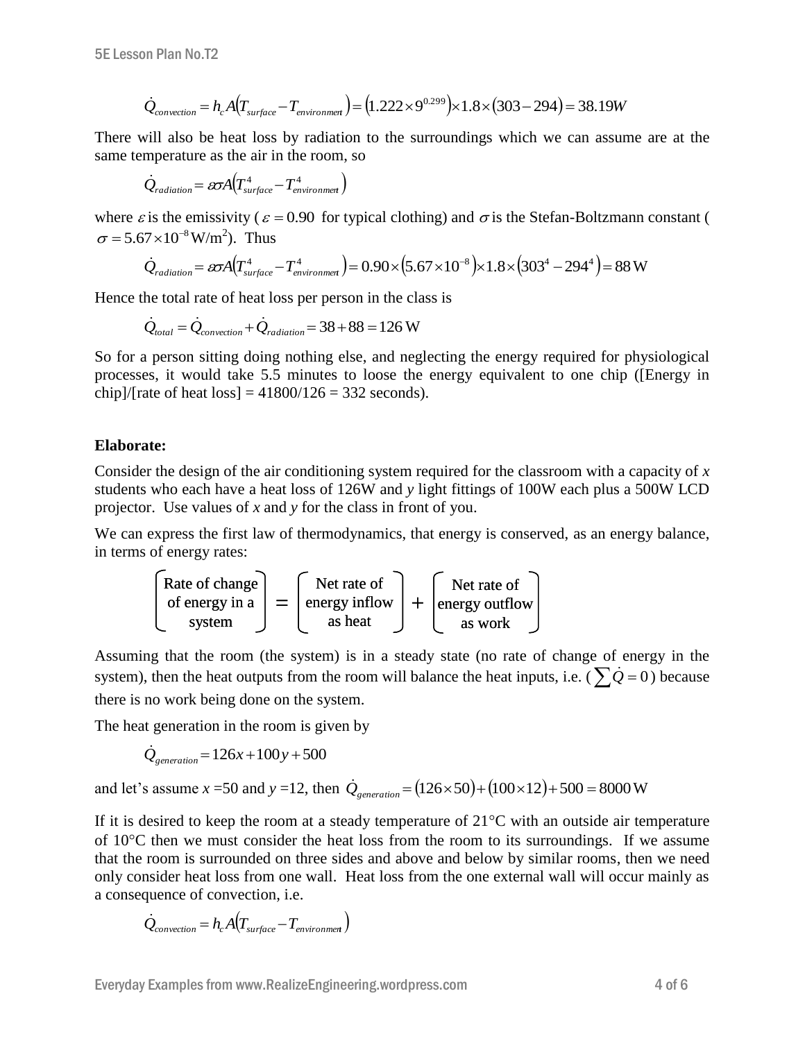$$\dot{Q}_{convection} = h_c A\left(T_{surface} - T_{environment}\right) = \left(1.222 \times 9^{0.299}\right) \times 1.8 \times (303 - 294) = 38.19W$$

There will also be heat loss by radiation to the surroundings which we can assume are at the same temperature as the air in the room, so

$$\dot{Q}_{radiation} = \varepsilon \sigma A\left(T_{surface}^4 - T_{environment}^4\right)$$

where $\varepsilon$ is the emissivity ($\varepsilon = 0.90$ for typical clothing) and $\sigma$ is the Stefan-Boltzmann constant ($\sigma = 5.67 \times 10^{-8}\,\mathrm{W/m^2}$). Thus

$$\dot{Q}_{radiation} = \varepsilon \sigma A\left(T_{surface}^4 - T_{environment}^4\right) = 0.90 \times \left(5.67 \times 10^{-8}\right) \times 1.8 \times \left(303^4 - 294^4\right) = 88\,\mathrm{W}$$

Hence the total rate of heat loss per person in the class is

$$\dot{Q}_{total} = \dot{Q}_{convection} + \dot{Q}_{radiation} = 38 + 88 = 126\,\mathrm{W}$$

So for a person sitting doing nothing else, and neglecting the energy required for physiological processes, it would take 5.5 minutes to loose the energy equivalent to one chip ([Energy in chip]/[rate of heat loss] = 41800/126 = 332 seconds).

**Elaborate:**

Consider the design of the air conditioning system required for the classroom with a capacity of *x* students who each have a heat loss of 126W and *y* light fittings of 100W each plus a 500W LCD projector. Use values of *x* and *y* for the class in front of you.

We can express the first law of thermodynamics, that energy is conserved, as an energy balance, in terms of energy rates:

$$\left[\begin{array}{c}\text{Rate of change}\\ \text{of energy in a}\\ \text{system}\end{array}\right] = \left[\begin{array}{c}\text{Net rate of}\\ \text{energy inflow}\\ \text{as heat}\end{array}\right] + \left[\begin{array}{c}\text{Net rate of}\\ \text{energy outflow}\\ \text{as work}\end{array}\right]$$

Assuming that the room (the system) is in a steady state (no rate of change of energy in the system), then the heat outputs from the room will balance the heat inputs, i.e. ($\sum \dot{Q} = 0$) because there is no work being done on the system.

The heat generation in the room is given by

$$\dot{Q}_{generation} = 126x + 100y + 500$$

and let's assume *x* =50 and *y* =12, then $\dot{Q}_{generation} = (126 \times 50) + (100 \times 12) + 500 = 8000\,\mathrm{W}$

If it is desired to keep the room at a steady temperature of 21°C with an outside air temperature of 10°C then we must consider the heat loss from the room to its surroundings. If we assume that the room is surrounded on three sides and above and below by similar rooms, then we need only consider heat loss from one wall. Heat loss from the one external wall will occur mainly as a consequence of convection, i.e.

$$\dot{Q}_{convection} = h_c A\left(T_{surface} - T_{environment}\right)$$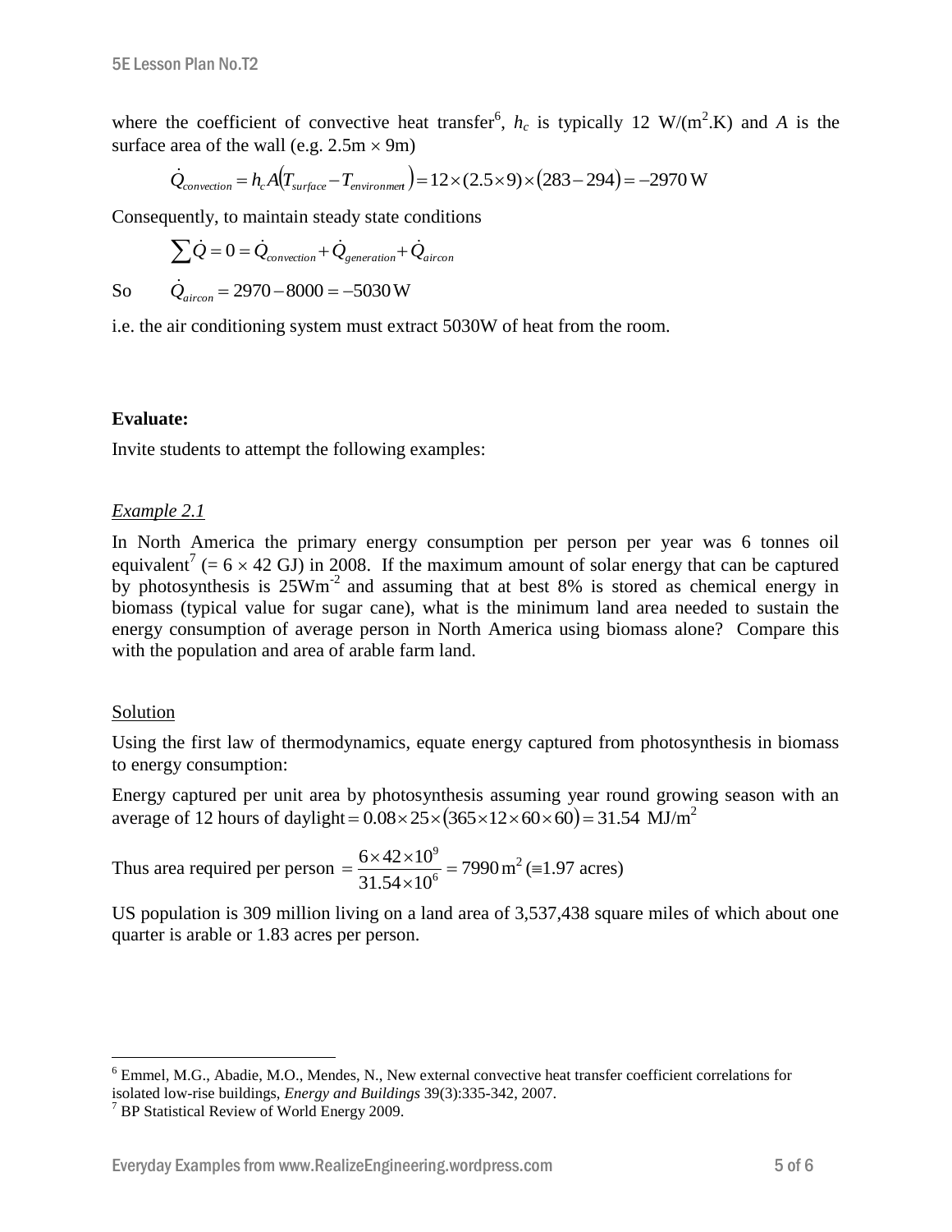where the coefficient of convective heat transfer[6], $h_c$ is typically 12 W/(m$^2$.K) and $A$ is the surface area of the wall (e.g. 2.5m × 9m)

$$\dot{Q}_{convection} = h_c A\left(T_{surface} - T_{environment}\right) = 12\times(2.5\times 9)\times(283-294) = -2970\,\text{W}$$

Consequently, to maintain steady state conditions

$$\sum \dot{Q} = 0 = \dot{Q}_{convection} + \dot{Q}_{generation} + \dot{Q}_{aircon}$$

So $\quad \dot{Q}_{aircon} = 2970 - 8000 = -5030\,\text{W}$

i.e. the air conditioning system must extract 5030W of heat from the room.

**Evaluate:**

Invite students to attempt the following examples:

*Example 2.1*

In North America the primary energy consumption per person per year was 6 tonnes oil equivalent[7] (= 6 × 42 GJ) in 2008. If the maximum amount of solar energy that can be captured by photosynthesis is 25Wm$^{-2}$ and assuming that at best 8% is stored as chemical energy in biomass (typical value for sugar cane), what is the minimum land area needed to sustain the energy consumption of average person in North America using biomass alone? Compare this with the population and area of arable farm land.

Solution

Using the first law of thermodynamics, equate energy captured from photosynthesis in biomass to energy consumption:

Energy captured per unit area by photosynthesis assuming year round growing season with an average of 12 hours of daylight $= 0.08\times 25\times(365\times 12\times 60\times 60) = 31.54\ \text{MJ/m}^2$

Thus area required per person $= \dfrac{6\times 42\times 10^9}{31.54\times 10^6} = 7990\,\text{m}^2$ ($\equiv$1.97 acres)

US population is 309 million living on a land area of 3,537,438 square miles of which about one quarter is arable or 1.83 acres per person.

---

[6] Emmel, M.G., Abadie, M.O., Mendes, N., New external convective heat transfer coefficient correlations for isolated low-rise buildings, *Energy and Buildings* 39(3):335-342, 2007.

[7] BP Statistical Review of World Energy 2009.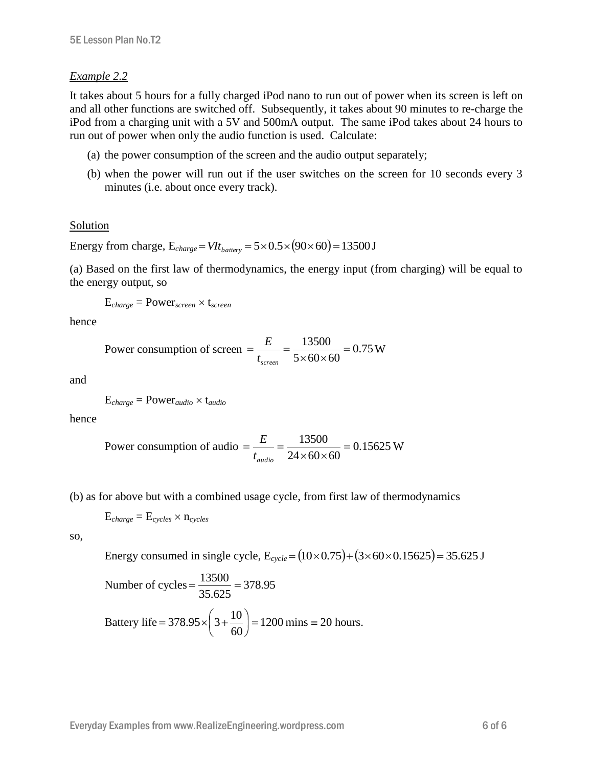*Example 2.2*

It takes about 5 hours for a fully charged iPod nano to run out of power when its screen is left on and all other functions are switched off. Subsequently, it takes about 90 minutes to re-charge the iPod from a charging unit with a 5V and 500mA output. The same iPod takes about 24 hours to run out of power when only the audio function is used. Calculate:

(a) the power consumption of the screen and the audio output separately;

(b) when the power will run out if the user switches on the screen for 10 seconds every 3 minutes (i.e. about once every track).

Solution

Energy from charge, $E_{charge} = VIt_{battery} = 5 \times 0.5 \times (90 \times 60) = 13500\,\text{J}$

(a) Based on the first law of thermodynamics, the energy input (from charging) will be equal to the energy output, so

$$E_{charge} = \text{Power}_{screen} \times t_{screen}$$

hence

$$\text{Power consumption of screen} = \frac{E}{t_{screen}} = \frac{13500}{5 \times 60 \times 60} = 0.75\,\text{W}$$

and

$$E_{charge} = \text{Power}_{audio} \times t_{audio}$$

hence

$$\text{Power consumption of audio} = \frac{E}{t_{audio}} = \frac{13500}{24 \times 60 \times 60} = 0.15625\,\text{W}$$

(b) as for above but with a combined usage cycle, from first law of thermodynamics

$$E_{charge} = E_{cycles} \times n_{cycles}$$

so,

$$\text{Energy consumed in single cycle, } E_{cycle} = (10 \times 0.75) + (3 \times 60 \times 0.15625) = 35.625\,\text{J}$$

$$\text{Number of cycles} = \frac{13500}{35.625} = 378.95$$

$$\text{Battery life} = 378.95 \times \left(3 + \frac{10}{60}\right) = 1200\,\text{mins} \equiv 20\text{ hours.}$$